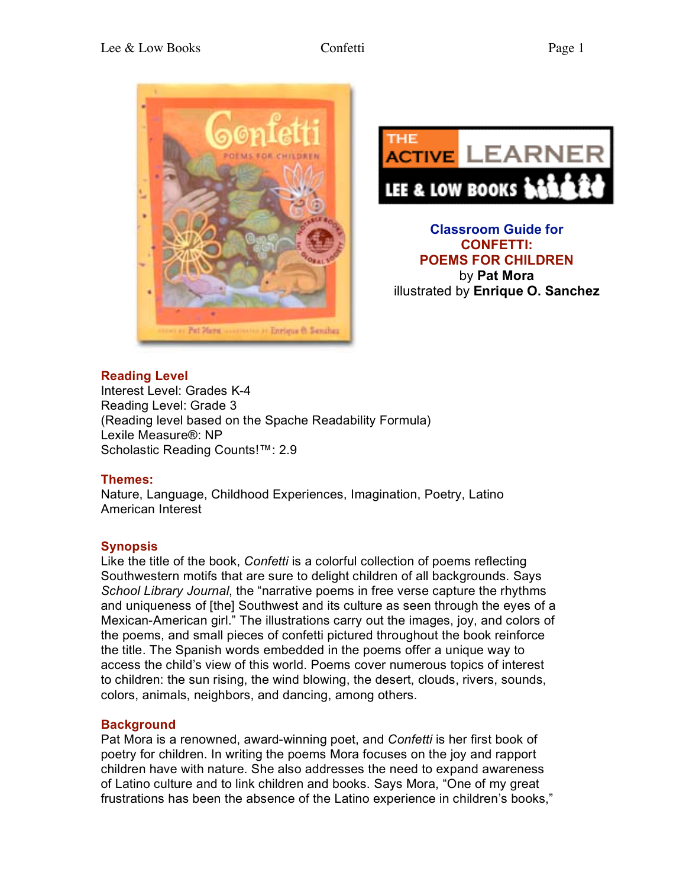**Classroom Guide for**
**CONFETTI:**
**POEMS FOR CHILDREN**
by **Pat Mora**
illustrated by **Enrique O. Sanchez**

## Reading Level

Interest Level: Grades K-4
Reading Level: Grade 3
(Reading level based on the Spache Readability Formula)
Lexile Measure®: NP
Scholastic Reading Counts!™: 2.9

## Themes:

Nature, Language, Childhood Experiences, Imagination, Poetry, Latino American Interest

## Synopsis

Like the title of the book, *Confetti* is a colorful collection of poems reflecting Southwestern motifs that are sure to delight children of all backgrounds. Says *School Library Journal*, the "narrative poems in free verse capture the rhythms and uniqueness of [the] Southwest and its culture as seen through the eyes of a Mexican-American girl." The illustrations carry out the images, joy, and colors of the poems, and small pieces of confetti pictured throughout the book reinforce the title. The Spanish words embedded in the poems offer a unique way to access the child's view of this world. Poems cover numerous topics of interest to children: the sun rising, the wind blowing, the desert, clouds, rivers, sounds, colors, animals, neighbors, and dancing, among others.

## Background

Pat Mora is a renowned, award-winning poet, and *Confetti* is her first book of poetry for children. In writing the poems Mora focuses on the joy and rapport children have with nature. She also addresses the need to expand awareness of Latino culture and to link children and books. Says Mora, "One of my great frustrations has been the absence of the Latino experience in children's books,"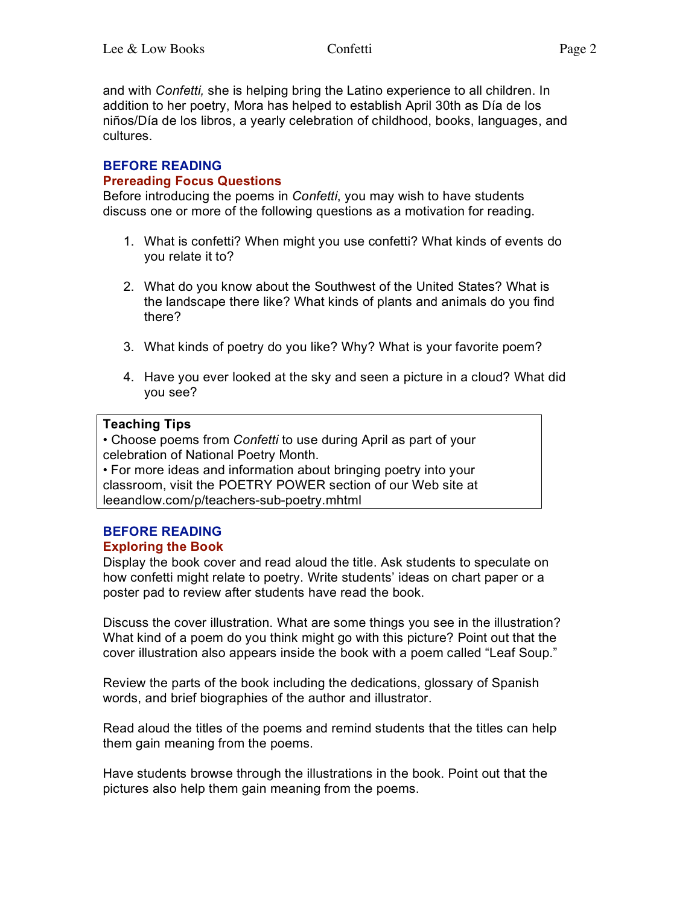and with *Confetti,* she is helping bring the Latino experience to all children. In addition to her poetry, Mora has helped to establish April 30th as Día de los niños/Día de los libros, a yearly celebration of childhood, books, languages, and cultures.

## BEFORE READING

### Prereading Focus Questions

Before introducing the poems in *Confetti*, you may wish to have students discuss one or more of the following questions as a motivation for reading.

1. What is confetti? When might you use confetti? What kinds of events do you relate it to?

2. What do you know about the Southwest of the United States? What is the landscape there like? What kinds of plants and animals do you find there?

3. What kinds of poetry do you like? Why? What is your favorite poem?

4. Have you ever looked at the sky and seen a picture in a cloud? What did you see?

**Teaching Tips**

- Choose poems from *Confetti* to use during April as part of your celebration of National Poetry Month.
- For more ideas and information about bringing poetry into your classroom, visit the POETRY POWER section of our Web site at leeandlow.com/p/teachers-sub-poetry.mhtml

## BEFORE READING

### Exploring the Book

Display the book cover and read aloud the title. Ask students to speculate on how confetti might relate to poetry. Write students' ideas on chart paper or a poster pad to review after students have read the book.

Discuss the cover illustration. What are some things you see in the illustration? What kind of a poem do you think might go with this picture? Point out that the cover illustration also appears inside the book with a poem called "Leaf Soup."

Review the parts of the book including the dedications, glossary of Spanish words, and brief biographies of the author and illustrator.

Read aloud the titles of the poems and remind students that the titles can help them gain meaning from the poems.

Have students browse through the illustrations in the book. Point out that the pictures also help them gain meaning from the poems.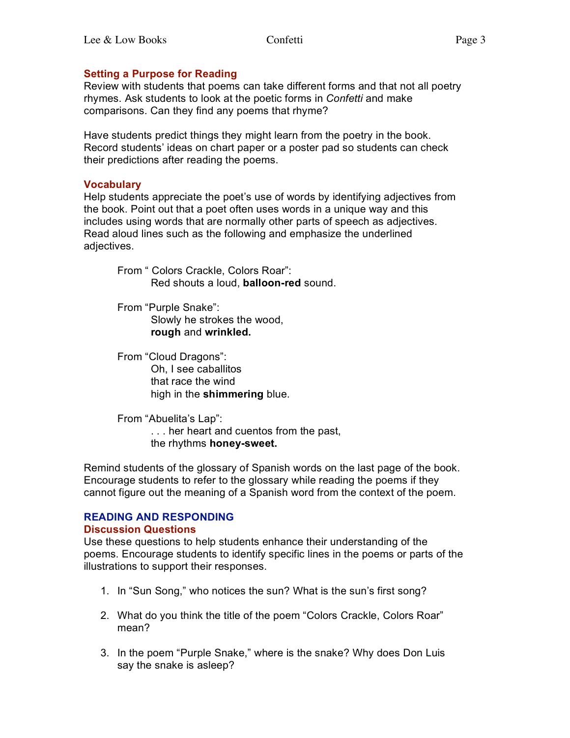### Setting a Purpose for Reading

Review with students that poems can take different forms and that not all poetry rhymes. Ask students to look at the poetic forms in *Confetti* and make comparisons. Can they find any poems that rhyme?

Have students predict things they might learn from the poetry in the book. Record students' ideas on chart paper or a poster pad so students can check their predictions after reading the poems.

### Vocabulary

Help students appreciate the poet's use of words by identifying adjectives from the book. Point out that a poet often uses words in a unique way and this includes using words that are normally other parts of speech as adjectives. Read aloud lines such as the following and emphasize the underlined adjectives.

From " Colors Crackle, Colors Roar":
> Red shouts a loud, **balloon-red** sound.

From "Purple Snake":
> Slowly he strokes the wood,
> **rough** and **wrinkled.**

From "Cloud Dragons":
> Oh, I see caballitos
> that race the wind
> high in the **shimmering** blue.

From "Abuelita's Lap":
> . . . her heart and cuentos from the past,
> the rhythms **honey-sweet.**

Remind students of the glossary of Spanish words on the last page of the book. Encourage students to refer to the glossary while reading the poems if they cannot figure out the meaning of a Spanish word from the context of the poem.

## READING AND RESPONDING

### Discussion Questions

Use these questions to help students enhance their understanding of the poems. Encourage students to identify specific lines in the poems or parts of the illustrations to support their responses.

1. In "Sun Song," who notices the sun? What is the sun's first song?
2. What do you think the title of the poem "Colors Crackle, Colors Roar" mean?
3. In the poem "Purple Snake," where is the snake? Why does Don Luis say the snake is asleep?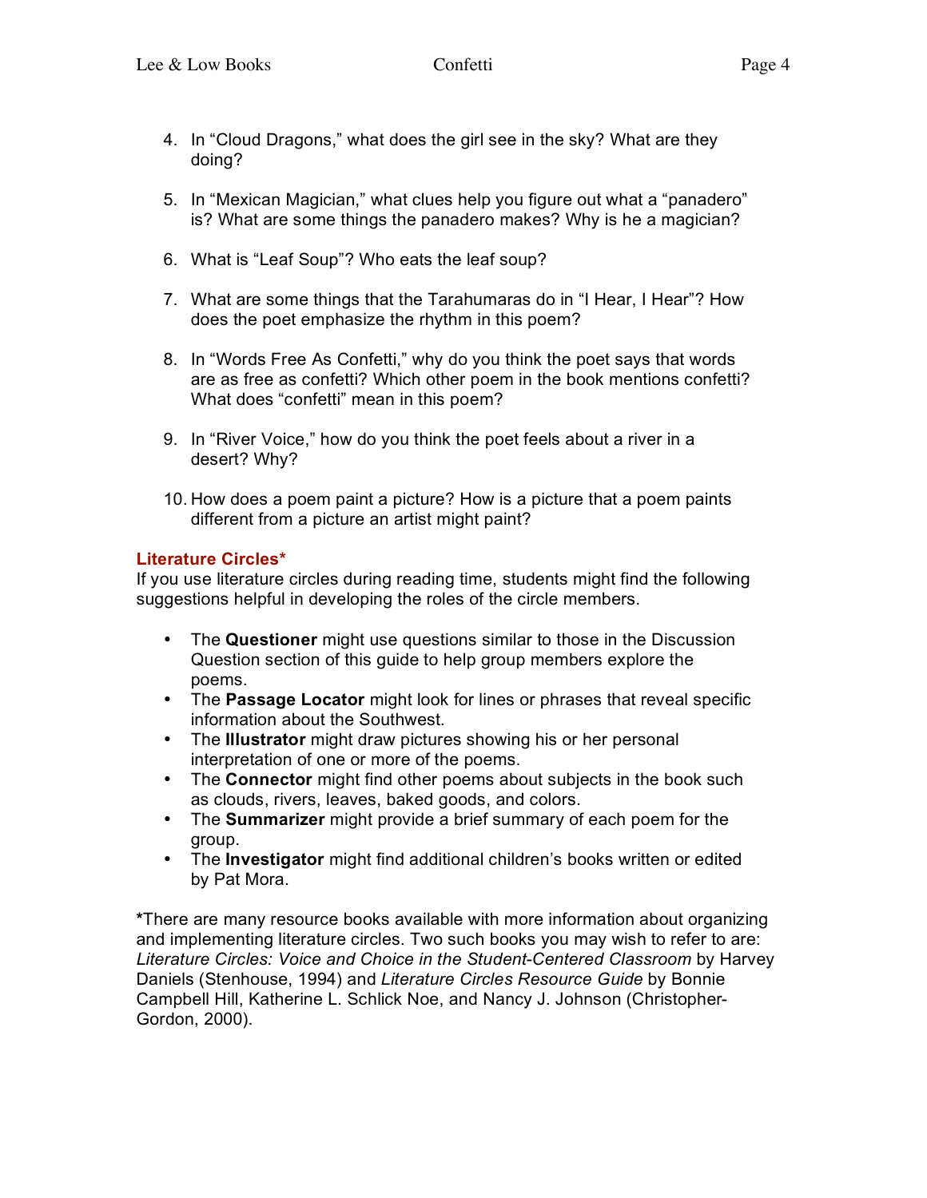4. In "Cloud Dragons," what does the girl see in the sky? What are they doing?

5. In "Mexican Magician," what clues help you figure out what a "panadero" is? What are some things the panadero makes? Why is he a magician?

6. What is "Leaf Soup"? Who eats the leaf soup?

7. What are some things that the Tarahumaras do in "I Hear, I Hear"? How does the poet emphasize the rhythm in this poem?

8. In "Words Free As Confetti," why do you think the poet says that words are as free as confetti? Which other poem in the book mentions confetti? What does "confetti" mean in this poem?

9. In "River Voice," how do you think the poet feels about a river in a desert? Why?

10. How does a poem paint a picture? How is a picture that a poem paints different from a picture an artist might paint?

### Literature Circles*

If you use literature circles during reading time, students might find the following suggestions helpful in developing the roles of the circle members.

- The **Questioner** might use questions similar to those in the Discussion Question section of this guide to help group members explore the poems.
- The **Passage Locator** might look for lines or phrases that reveal specific information about the Southwest.
- The **Illustrator** might draw pictures showing his or her personal interpretation of one or more of the poems.
- The **Connector** might find other poems about subjects in the book such as clouds, rivers, leaves, baked goods, and colors.
- The **Summarizer** might provide a brief summary of each poem for the group.
- The **Investigator** might find additional children's books written or edited by Pat Mora.

***There are many resource books available with more information about organizing and implementing literature circles. Two such books you may wish to refer to are: *Literature Circles: Voice and Choice in the Student-Centered Classroom* by Harvey Daniels (Stenhouse, 1994) and *Literature Circles Resource Guide* by Bonnie Campbell Hill, Katherine L. Schlick Noe, and Nancy J. Johnson (Christopher-Gordon, 2000).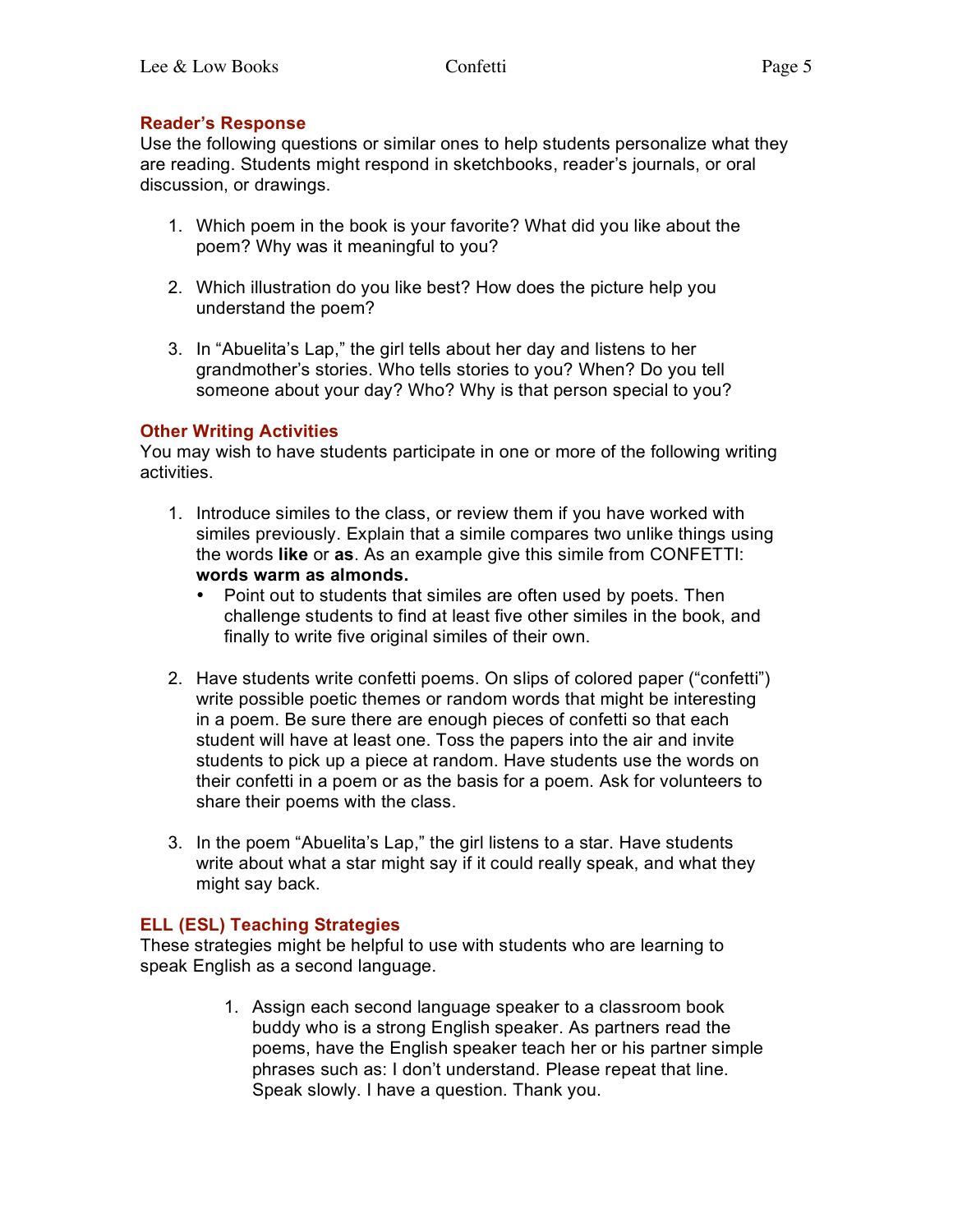## Reader's Response

Use the following questions or similar ones to help students personalize what they are reading. Students might respond in sketchbooks, reader's journals, or oral discussion, or drawings.

1. Which poem in the book is your favorite? What did you like about the poem? Why was it meaningful to you?

2. Which illustration do you like best? How does the picture help you understand the poem?

3. In "Abuelita's Lap," the girl tells about her day and listens to her grandmother's stories. Who tells stories to you? When? Do you tell someone about your day? Who? Why is that person special to you?

## Other Writing Activities

You may wish to have students participate in one or more of the following writing activities.

1. Introduce similes to the class, or review them if you have worked with similes previously. Explain that a simile compares two unlike things using the words **like** or **as**. As an example give this simile from CONFETTI: **words warm as almonds.**
   - Point out to students that similes are often used by poets. Then challenge students to find at least five other similes in the book, and finally to write five original similes of their own.

2. Have students write confetti poems. On slips of colored paper ("confetti") write possible poetic themes or random words that might be interesting in a poem. Be sure there are enough pieces of confetti so that each student will have at least one. Toss the papers into the air and invite students to pick up a piece at random. Have students use the words on their confetti in a poem or as the basis for a poem. Ask for volunteers to share their poems with the class.

3. In the poem "Abuelita's Lap," the girl listens to a star. Have students write about what a star might say if it could really speak, and what they might say back.

## ELL (ESL) Teaching Strategies

These strategies might be helpful to use with students who are learning to speak English as a second language.

1. Assign each second language speaker to a classroom book buddy who is a strong English speaker. As partners read the poems, have the English speaker teach her or his partner simple phrases such as: I don't understand. Please repeat that line. Speak slowly. I have a question. Thank you.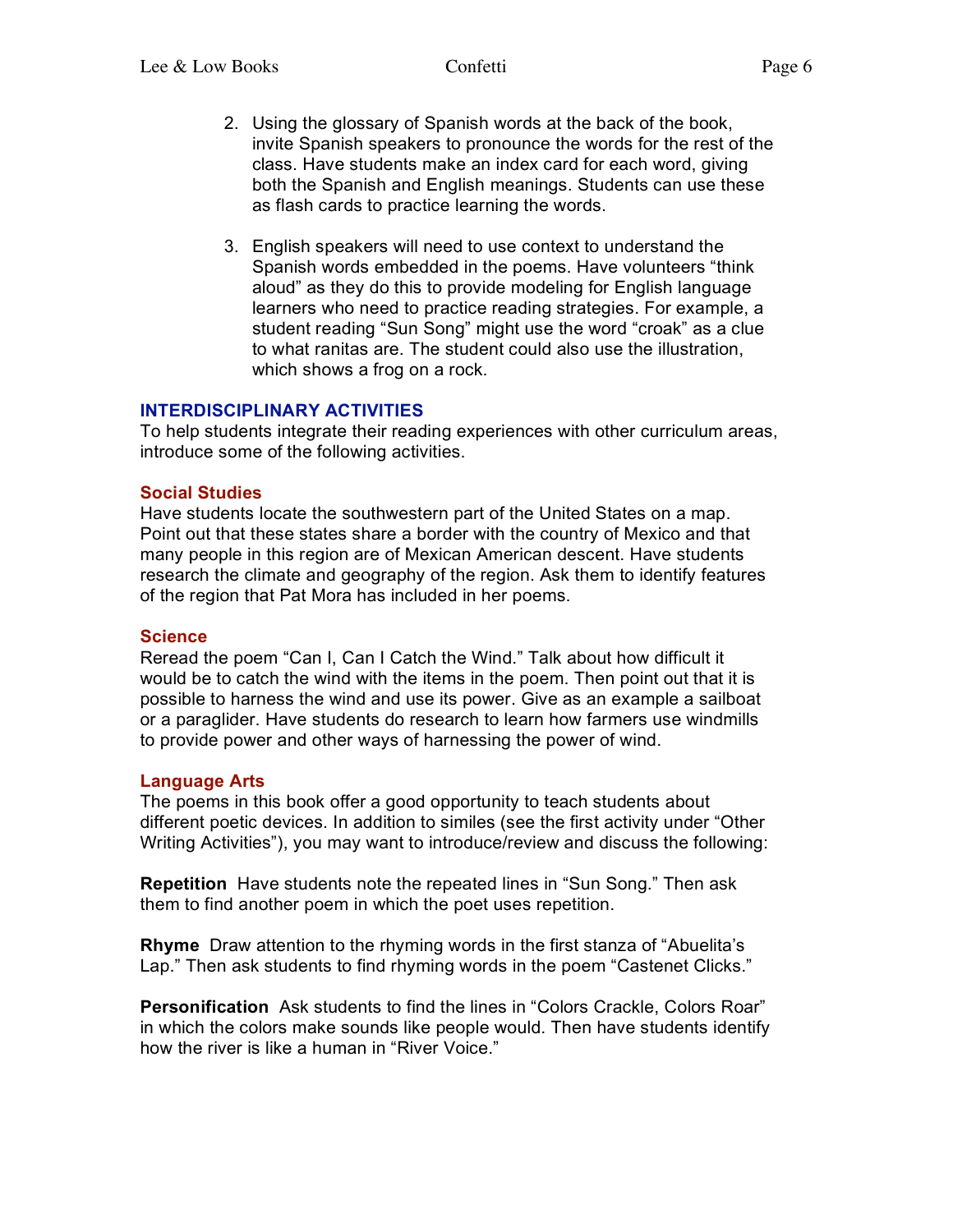2. Using the glossary of Spanish words at the back of the book, invite Spanish speakers to pronounce the words for the rest of the class. Have students make an index card for each word, giving both the Spanish and English meanings. Students can use these as flash cards to practice learning the words.

3. English speakers will need to use context to understand the Spanish words embedded in the poems. Have volunteers "think aloud" as they do this to provide modeling for English language learners who need to practice reading strategies. For example, a student reading "Sun Song" might use the word "croak" as a clue to what ranitas are. The student could also use the illustration, which shows a frog on a rock.

## INTERDISCIPLINARY ACTIVITIES

To help students integrate their reading experiences with other curriculum areas, introduce some of the following activities.

### Social Studies

Have students locate the southwestern part of the United States on a map. Point out that these states share a border with the country of Mexico and that many people in this region are of Mexican American descent. Have students research the climate and geography of the region. Ask them to identify features of the region that Pat Mora has included in her poems.

### Science

Reread the poem "Can I, Can I Catch the Wind." Talk about how difficult it would be to catch the wind with the items in the poem. Then point out that it is possible to harness the wind and use its power. Give as an example a sailboat or a paraglider. Have students do research to learn how farmers use windmills to provide power and other ways of harnessing the power of wind.

### Language Arts

The poems in this book offer a good opportunity to teach students about different poetic devices. In addition to similes (see the first activity under "Other Writing Activities"), you may want to introduce/review and discuss the following:

**Repetition** Have students note the repeated lines in "Sun Song." Then ask them to find another poem in which the poet uses repetition.

**Rhyme** Draw attention to the rhyming words in the first stanza of "Abuelita's Lap." Then ask students to find rhyming words in the poem "Castenet Clicks."

**Personification** Ask students to find the lines in "Colors Crackle, Colors Roar" in which the colors make sounds like people would. Then have students identify how the river is like a human in "River Voice."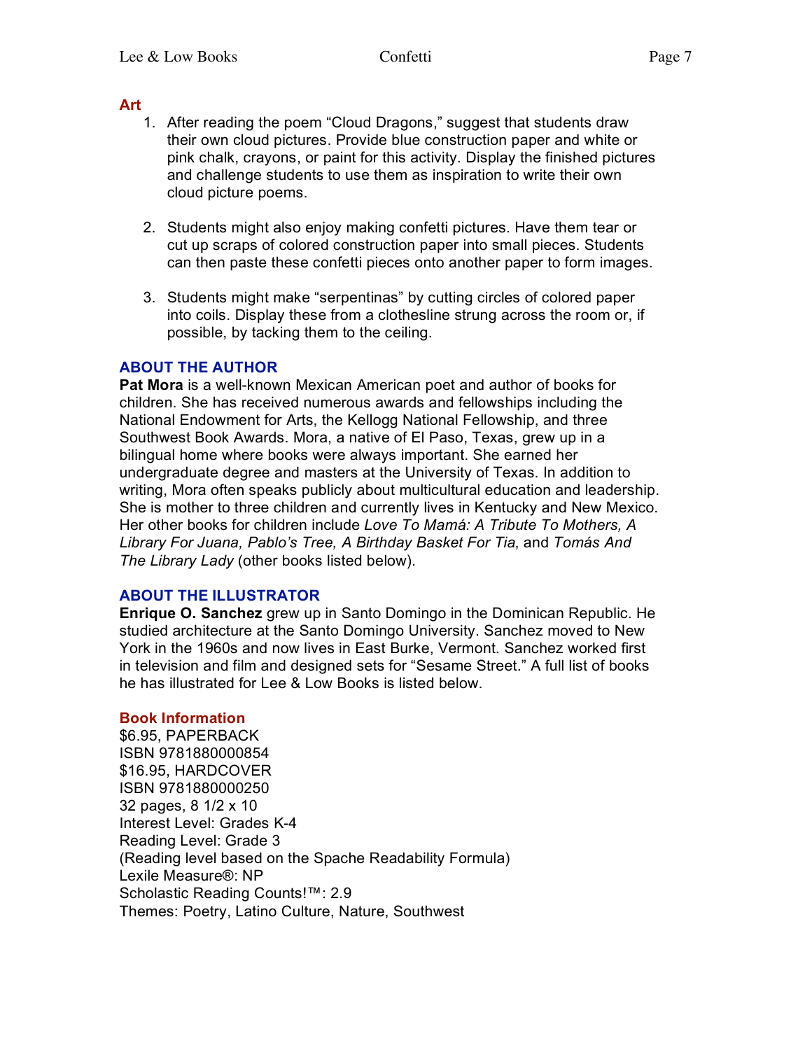## Art

1. After reading the poem "Cloud Dragons," suggest that students draw their own cloud pictures. Provide blue construction paper and white or pink chalk, crayons, or paint for this activity. Display the finished pictures and challenge students to use them as inspiration to write their own cloud picture poems.

2. Students might also enjoy making confetti pictures. Have them tear or cut up scraps of colored construction paper into small pieces. Students can then paste these confetti pieces onto another paper to form images.

3. Students might make "serpentinas" by cutting circles of colored paper into coils. Display these from a clothesline strung across the room or, if possible, by tacking them to the ceiling.

## ABOUT THE AUTHOR

**Pat Mora** is a well-known Mexican American poet and author of books for children. She has received numerous awards and fellowships including the National Endowment for Arts, the Kellogg National Fellowship, and three Southwest Book Awards. Mora, a native of El Paso, Texas, grew up in a bilingual home where books were always important. She earned her undergraduate degree and masters at the University of Texas. In addition to writing, Mora often speaks publicly about multicultural education and leadership. She is mother to three children and currently lives in Kentucky and New Mexico. Her other books for children include *Love To Mamá: A Tribute To Mothers, A Library For Juana, Pablo's Tree, A Birthday Basket For Tia*, and *Tomás And The Library Lady* (other books listed below).

## ABOUT THE ILLUSTRATOR

**Enrique O. Sanchez** grew up in Santo Domingo in the Dominican Republic. He studied architecture at the Santo Domingo University. Sanchez moved to New York in the 1960s and now lives in East Burke, Vermont. Sanchez worked first in television and film and designed sets for "Sesame Street." A full list of books he has illustrated for Lee & Low Books is listed below.

## Book Information

$6.95, PAPERBACK  
ISBN 9781880000854  
$16.95, HARDCOVER  
ISBN 9781880000250  
32 pages, 8 1/2 x 10  
Interest Level: Grades K-4  
Reading Level: Grade 3  
(Reading level based on the Spache Readability Formula)  
Lexile Measure®: NP  
Scholastic Reading Counts!™: 2.9  
Themes: Poetry, Latino Culture, Nature, Southwest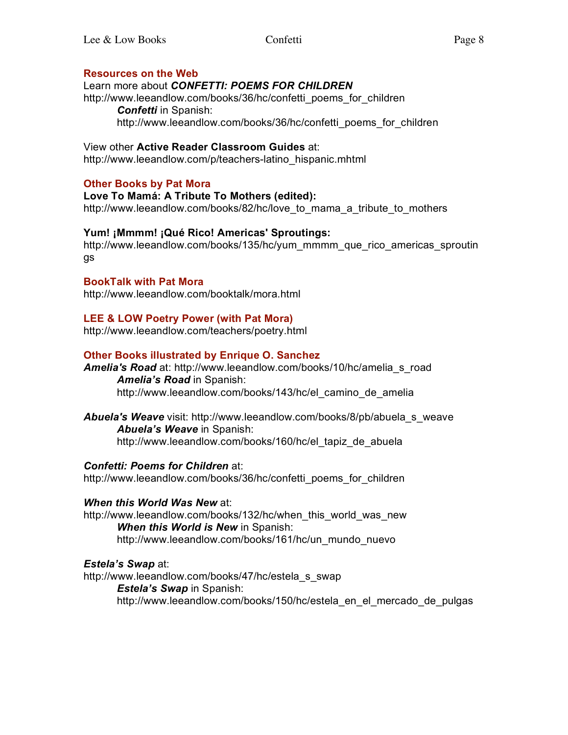## Resources on the Web

Learn more about ***CONFETTI: POEMS FOR CHILDREN***
http://www.leeandlow.com/books/36/hc/confetti_poems_for_children

> ***Confetti*** in Spanish:
> http://www.leeandlow.com/books/36/hc/confetti_poems_for_children

View other **Active Reader Classroom Guides** at:
http://www.leeandlow.com/p/teachers-latino_hispanic.mhtml

## Other Books by Pat Mora

**Love To Mamá: A Tribute To Mothers (edited):**
http://www.leeandlow.com/books/82/hc/love_to_mama_a_tribute_to_mothers

**Yum! ¡Mmmm! ¡Qué Rico! Americas' Sproutings:**
http://www.leeandlow.com/books/135/hc/yum_mmmm_que_rico_americas_sproutings

## BookTalk with Pat Mora

http://www.leeandlow.com/booktalk/mora.html

## LEE & LOW Poetry Power (with Pat Mora)

http://www.leeandlow.com/teachers/poetry.html

## Other Books illustrated by Enrique O. Sanchez

***Amelia's Road*** at: http://www.leeandlow.com/books/10/hc/amelia_s_road

> ***Amelia's Road*** in Spanish:
> http://www.leeandlow.com/books/143/hc/el_camino_de_amelia

***Abuela's Weave*** visit: http://www.leeandlow.com/books/8/pb/abuela_s_weave

> ***Abuela's Weave*** in Spanish:
> http://www.leeandlow.com/books/160/hc/el_tapiz_de_abuela

***Confetti: Poems for Children*** at:
http://www.leeandlow.com/books/36/hc/confetti_poems_for_children

***When this World Was New*** at:
http://www.leeandlow.com/books/132/hc/when_this_world_was_new

> ***When this World is New*** in Spanish:
> http://www.leeandlow.com/books/161/hc/un_mundo_nuevo

***Estela's Swap*** at:
http://www.leeandlow.com/books/47/hc/estela_s_swap

> ***Estela's Swap*** in Spanish:
> http://www.leeandlow.com/books/150/hc/estela_en_el_mercado_de_pulgas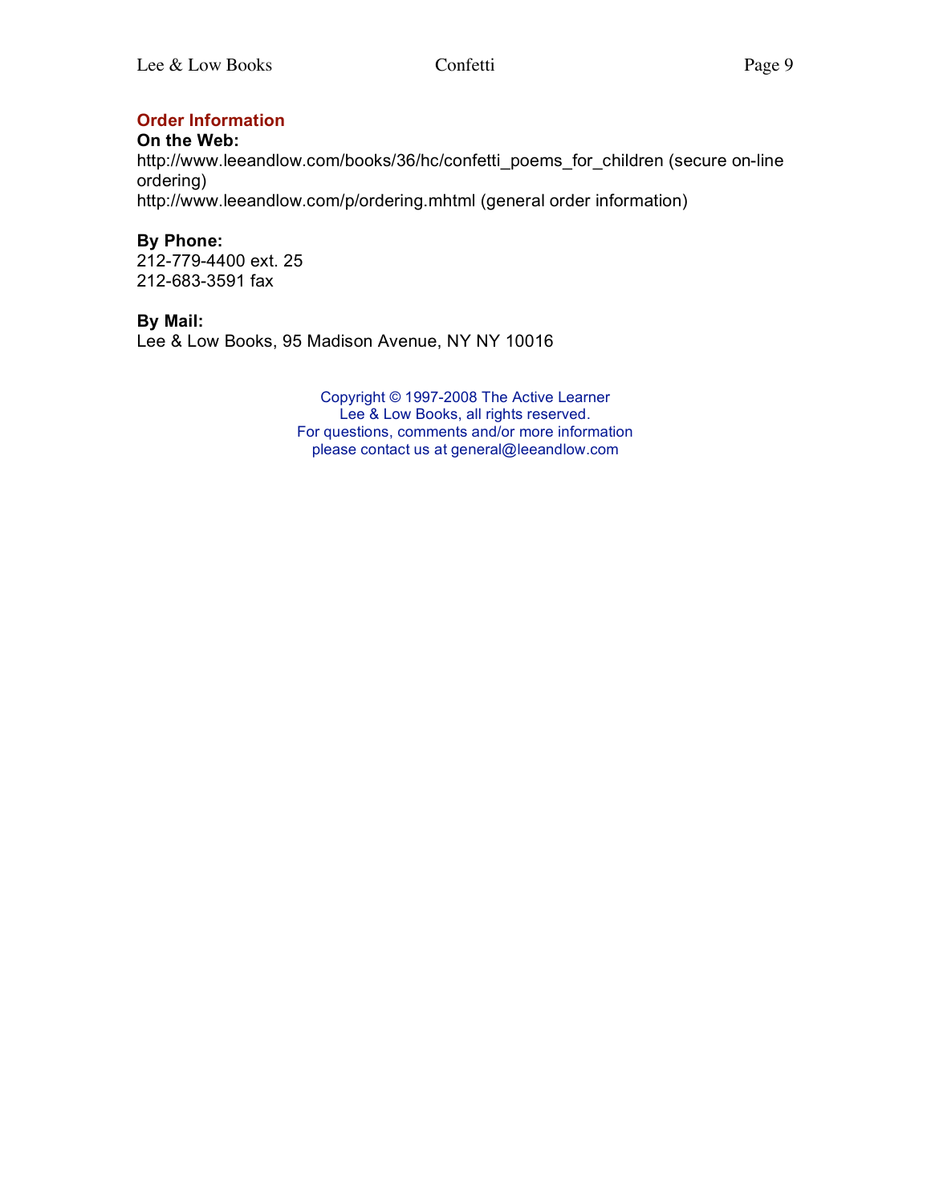## Order Information

**On the Web:**
http://www.leeandlow.com/books/36/hc/confetti_poems_for_children (secure on-line ordering)
http://www.leeandlow.com/p/ordering.mhtml (general order information)

**By Phone:**
212-779-4400 ext. 25
212-683-3591 fax

**By Mail:**
Lee & Low Books, 95 Madison Avenue, NY NY 10016

Copyright © 1997-2008 The Active Learner
Lee & Low Books, all rights reserved.
For questions, comments and/or more information
please contact us at general@leeandlow.com